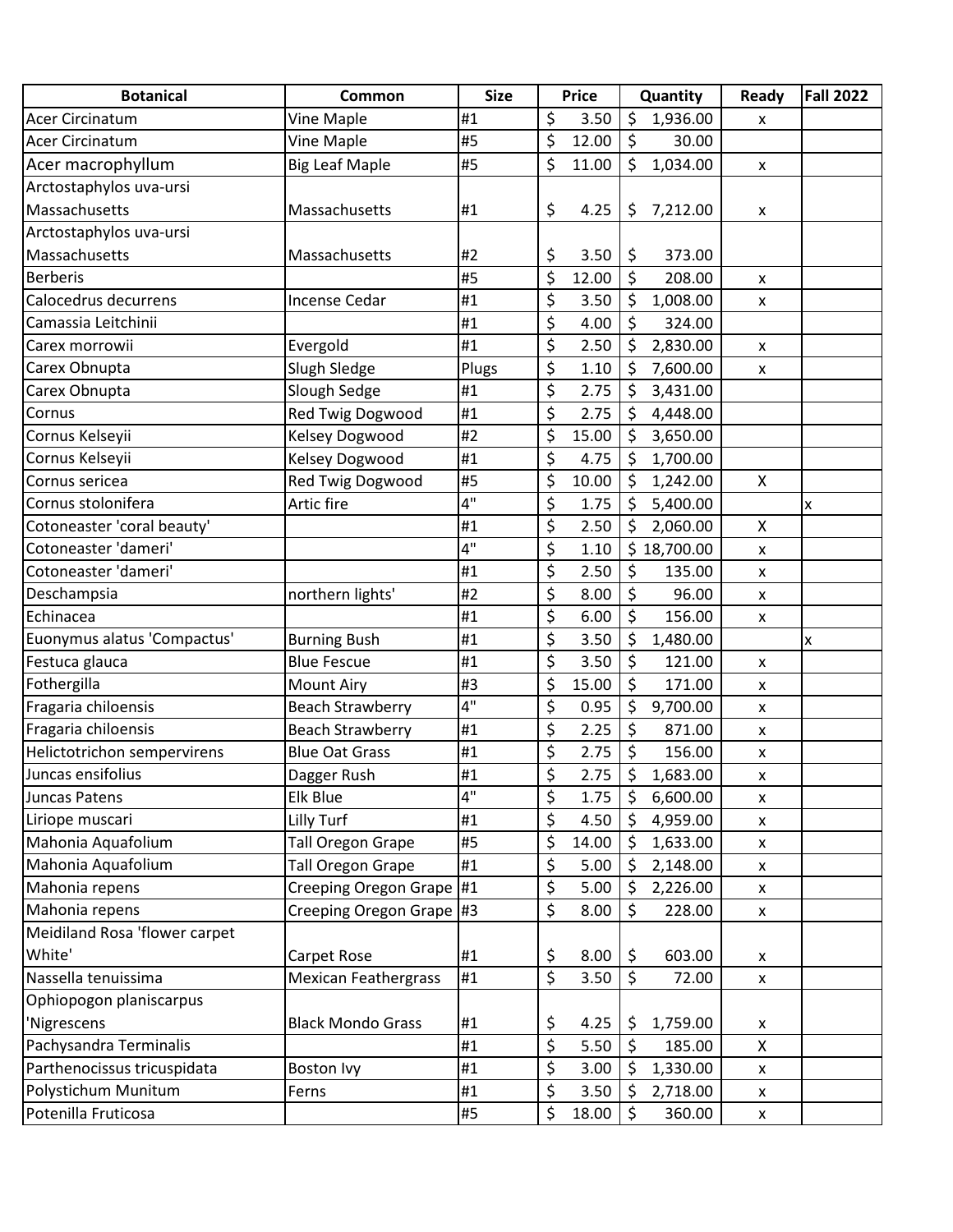| Botanical | Common | Size | Price | Quantity | Ready | Fall 2022 |
|---|---|---|---|---|---|---|
| Acer Circinatum | Vine Maple | #1 | $ 3.50 | $ 1,936.00 | x | |
| Acer Circinatum | Vine Maple | #5 | $ 12.00 | $ 30.00 | | |
| Acer macrophyllum | Big Leaf Maple | #5 | $ 11.00 | $ 1,034.00 | x | |
| Arctostaphylos uva-ursi Massachusetts | Massachusetts | #1 | $ 4.25 | $ 7,212.00 | x | |
| Arctostaphylos uva-ursi Massachusetts | Massachusetts | #2 | $ 3.50 | $ 373.00 | | |
| Berberis | | #5 | $ 12.00 | $ 208.00 | x | |
| Calocedrus decurrens | Incense Cedar | #1 | $ 3.50 | $ 1,008.00 | x | |
| Camassia Leitchinii | | #1 | $ 4.00 | $ 324.00 | | |
| Carex morrowii | Evergold | #1 | $ 2.50 | $ 2,830.00 | x | |
| Carex Obnupta | Slugh Sledge | Plugs | $ 1.10 | $ 7,600.00 | x | |
| Carex Obnupta | Slough Sedge | #1 | $ 2.75 | $ 3,431.00 | | |
| Cornus | Red Twig Dogwood | #1 | $ 2.75 | $ 4,448.00 | | |
| Cornus Kelseyii | Kelsey Dogwood | #2 | $ 15.00 | $ 3,650.00 | | |
| Cornus Kelseyii | Kelsey Dogwood | #1 | $ 4.75 | $ 1,700.00 | | |
| Cornus sericea | Red Twig Dogwood | #5 | $ 10.00 | $ 1,242.00 | X | |
| Cornus stolonifera | Artic fire | 4" | $ 1.75 | $ 5,400.00 | | x |
| Cotoneaster 'coral beauty' | | #1 | $ 2.50 | $ 2,060.00 | X | |
| Cotoneaster 'dameri' | | 4" | $ 1.10 | $ 18,700.00 | x | |
| Cotoneaster 'dameri' | | #1 | $ 2.50 | $ 135.00 | x | |
| Deschampsia | northern lights' | #2 | $ 8.00 | $ 96.00 | x | |
| Echinacea | | #1 | $ 6.00 | $ 156.00 | x | |
| Euonymus alatus 'Compactus' | Burning Bush | #1 | $ 3.50 | $ 1,480.00 | | x |
| Festuca glauca | Blue Fescue | #1 | $ 3.50 | $ 121.00 | x | |
| Fothergilla | Mount Airy | #3 | $ 15.00 | $ 171.00 | x | |
| Fragaria chiloensis | Beach Strawberry | 4" | $ 0.95 | $ 9,700.00 | x | |
| Fragaria chiloensis | Beach Strawberry | #1 | $ 2.25 | $ 871.00 | x | |
| Helictotrichon sempervirens | Blue Oat Grass | #1 | $ 2.75 | $ 156.00 | x | |
| Juncas ensifolius | Dagger Rush | #1 | $ 2.75 | $ 1,683.00 | x | |
| Juncas Patens | Elk Blue | 4" | $ 1.75 | $ 6,600.00 | x | |
| Liriope muscari | Lilly Turf | #1 | $ 4.50 | $ 4,959.00 | x | |
| Mahonia Aquafolium | Tall Oregon Grape | #5 | $ 14.00 | $ 1,633.00 | x | |
| Mahonia Aquafolium | Tall Oregon Grape | #1 | $ 5.00 | $ 2,148.00 | x | |
| Mahonia repens | Creeping Oregon Grape | #1 | $ 5.00 | $ 2,226.00 | x | |
| Mahonia repens | Creeping Oregon Grape | #3 | $ 8.00 | $ 228.00 | x | |
| Meidiland Rosa 'flower carpet White' | Carpet Rose | #1 | $ 8.00 | $ 603.00 | x | |
| Nassella tenuissima | Mexican Feathergrass | #1 | $ 3.50 | $ 72.00 | x | |
| Ophiopogon planiscarpus 'Nigrescens | Black Mondo Grass | #1 | $ 4.25 | $ 1,759.00 | x | |
| Pachysandra Terminalis | | #1 | $ 5.50 | $ 185.00 | X | |
| Parthenocissus tricuspidata | Boston Ivy | #1 | $ 3.00 | $ 1,330.00 | x | |
| Polystichum Munitum | Ferns | #1 | $ 3.50 | $ 2,718.00 | x | |
| Potenilla Fruticosa | | #5 | $ 18.00 | $ 360.00 | x | |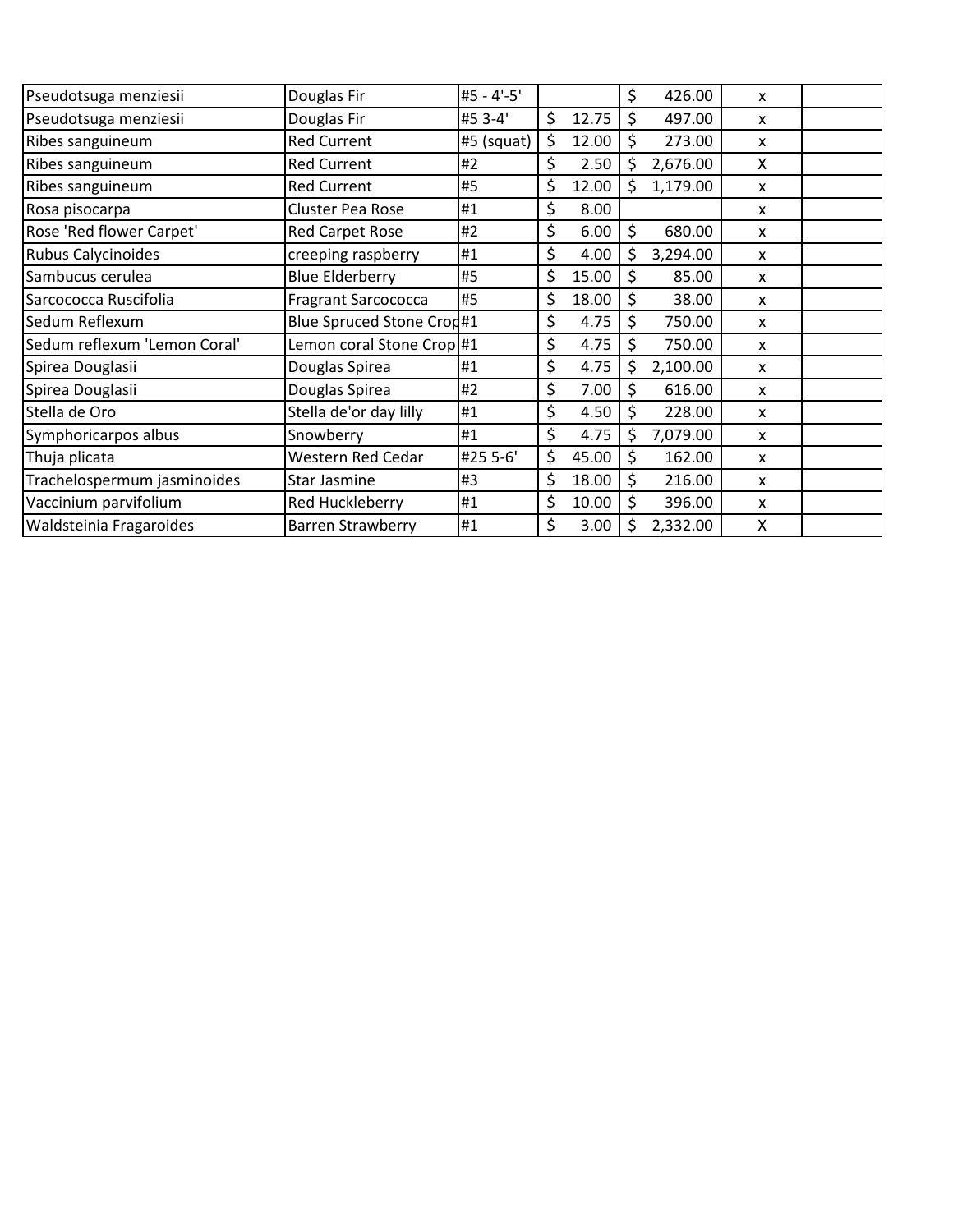| | | | | | | |
|---|---|---|---|---|---|---|
| Pseudotsuga menziesii | Douglas Fir | #5 - 4'-5' | | $ 426.00 | x | |
| Pseudotsuga menziesii | Douglas Fir | #5 3-4' | $ 12.75 | $ 497.00 | x | |
| Ribes sanguineum | Red Current | #5 (squat) | $ 12.00 | $ 273.00 | x | |
| Ribes sanguineum | Red Current | #2 | $ 2.50 | $ 2,676.00 | X | |
| Ribes sanguineum | Red Current | #5 | $ 12.00 | $ 1,179.00 | x | |
| Rosa pisocarpa | Cluster Pea Rose | #1 | $ 8.00 | | x | |
| Rose 'Red flower Carpet' | Red Carpet Rose | #2 | $ 6.00 | $ 680.00 | x | |
| Rubus Calycinoides | creeping raspberry | #1 | $ 4.00 | $ 3,294.00 | x | |
| Sambucus cerulea | Blue Elderberry | #5 | $ 15.00 | $ 85.00 | x | |
| Sarcococca Ruscifolia | Fragrant Sarcococca | #5 | $ 18.00 | $ 38.00 | x | |
| Sedum Reflexum | Blue Spruced Stone Crop | #1 | $ 4.75 | $ 750.00 | x | |
| Sedum reflexum 'Lemon Coral' | Lemon coral Stone Crop | #1 | $ 4.75 | $ 750.00 | x | |
| Spirea Douglasii | Douglas Spirea | #1 | $ 4.75 | $ 2,100.00 | x | |
| Spirea Douglasii | Douglas Spirea | #2 | $ 7.00 | $ 616.00 | x | |
| Stella de Oro | Stella de'or day lilly | #1 | $ 4.50 | $ 228.00 | x | |
| Symphoricarpos albus | Snowberry | #1 | $ 4.75 | $ 7,079.00 | x | |
| Thuja plicata | Western Red Cedar | #25 5-6' | $ 45.00 | $ 162.00 | x | |
| Trachelospermum jasminoides | Star Jasmine | #3 | $ 18.00 | $ 216.00 | x | |
| Vaccinium parvifolium | Red Huckleberry | #1 | $ 10.00 | $ 396.00 | x | |
| Waldsteinia Fragaroides | Barren Strawberry | #1 | $ 3.00 | $ 2,332.00 | X | |